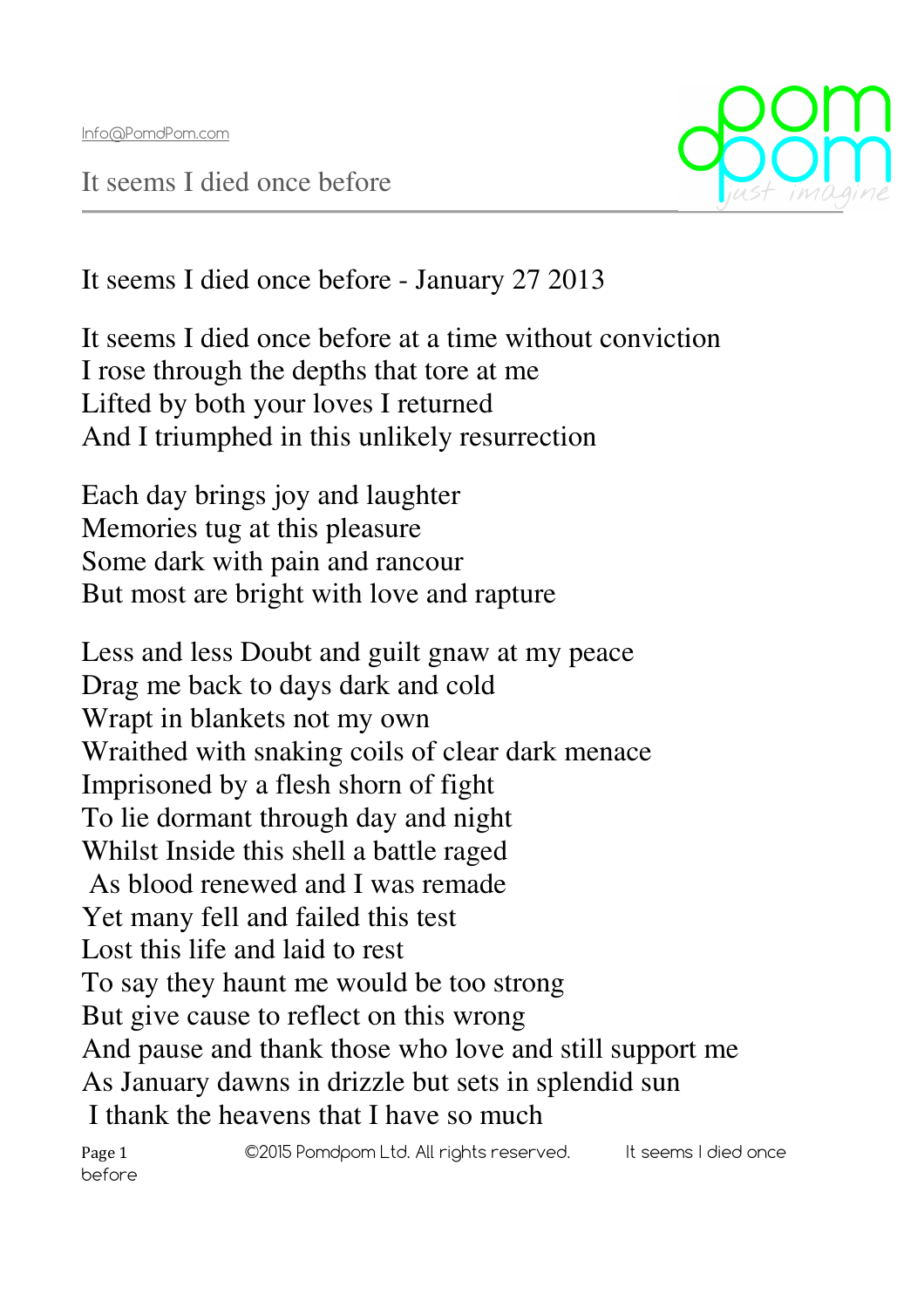# It seems I died once before - January 27 2013

It seems I died once before at a time without conviction
I rose through the depths that tore at me
Lifted by both your loves I returned
And I triumphed in this unlikely resurrection

Each day brings joy and laughter
Memories tug at this pleasure
Some dark with pain and rancour
But most are bright with love and rapture

Less and less Doubt and guilt gnaw at my peace
Drag me back to days dark and cold
Wrapt in blankets not my own
Wraithed with snaking coils of clear dark menace
Imprisoned by a flesh shorn of fight
To lie dormant through day and night
Whilst Inside this shell a battle raged
As blood renewed and I was remade
Yet many fell and failed this test
Lost this life and laid to rest
To say they haunt me would be too strong
But give cause to reflect on this wrong
And pause and thank those who love and still support me
As January dawns in drizzle but sets in splendid sun
I thank the heavens that I have so much